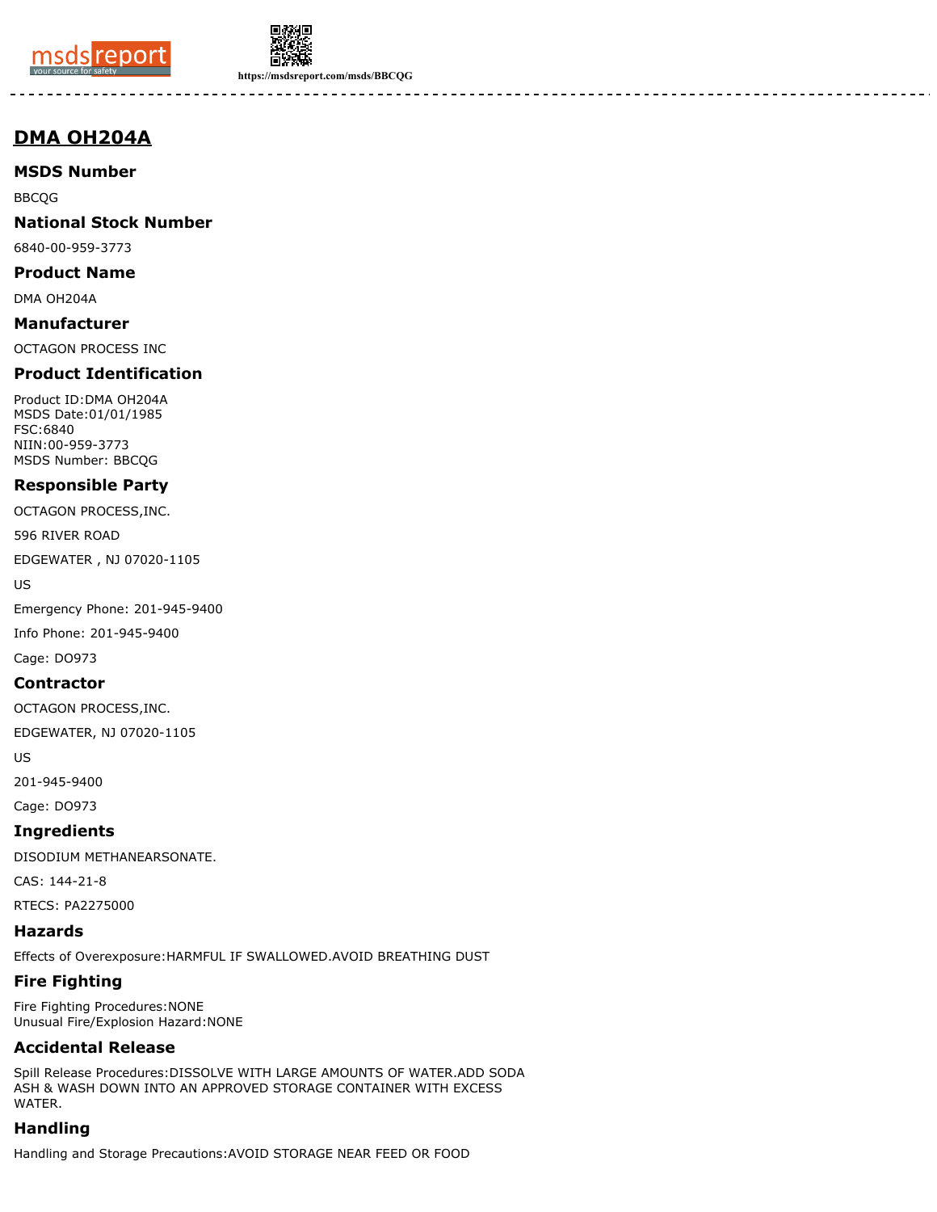https://msdsreport.com/msds/BBCQG

# DMA OH204A

## MSDS Number

BBCQG

## National Stock Number

6840-00-959-3773

## Product Name

DMA OH204A

## Manufacturer

OCTAGON PROCESS INC

## Product Identification

Product ID:DMA OH204A
MSDS Date:01/01/1985
FSC:6840
NIIN:00-959-3773
MSDS Number: BBCQG

## Responsible Party

OCTAGON PROCESS,INC.

596 RIVER ROAD

EDGEWATER , NJ 07020-1105

US

Emergency Phone: 201-945-9400

Info Phone: 201-945-9400

Cage: DO973

## Contractor

OCTAGON PROCESS,INC.

EDGEWATER, NJ 07020-1105

US

201-945-9400

Cage: DO973

## Ingredients

DISODIUM METHANEARSONATE.

CAS: 144-21-8

RTECS: PA2275000

## Hazards

Effects of Overexposure:HARMFUL IF SWALLOWED.AVOID BREATHING DUST

## Fire Fighting

Fire Fighting Procedures:NONE
Unusual Fire/Explosion Hazard:NONE

## Accidental Release

Spill Release Procedures:DISSOLVE WITH LARGE AMOUNTS OF WATER.ADD SODA ASH & WASH DOWN INTO AN APPROVED STORAGE CONTAINER WITH EXCESS WATER.

## Handling

Handling and Storage Precautions:AVOID STORAGE NEAR FEED OR FOOD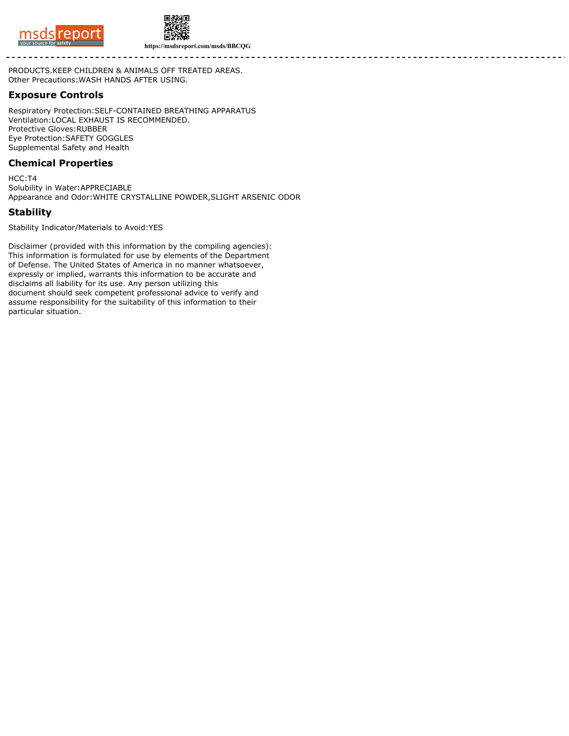PRODUCTS.KEEP CHILDREN & ANIMALS OFF TREATED AREAS.
Other Precautions:WASH HANDS AFTER USING.

## Exposure Controls

Respiratory Protection:SELF-CONTAINED BREATHING APPARATUS
Ventilation:LOCAL EXHAUST IS RECOMMENDED.
Protective Gloves:RUBBER
Eye Protection:SAFETY GOGGLES
Supplemental Safety and Health

## Chemical Properties

HCC:T4
Solubility in Water:APPRECIABLE
Appearance and Odor:WHITE CRYSTALLINE POWDER,SLIGHT ARSENIC ODOR

## Stability

Stability Indicator/Materials to Avoid:YES

Disclaimer (provided with this information by the compiling agencies): This information is formulated for use by elements of the Department of Defense. The United States of America in no manner whatsoever, expressly or implied, warrants this information to be accurate and disclaims all liability for its use. Any person utilizing this document should seek competent professional advice to verify and assume responsibility for the suitability of this information to their particular situation.